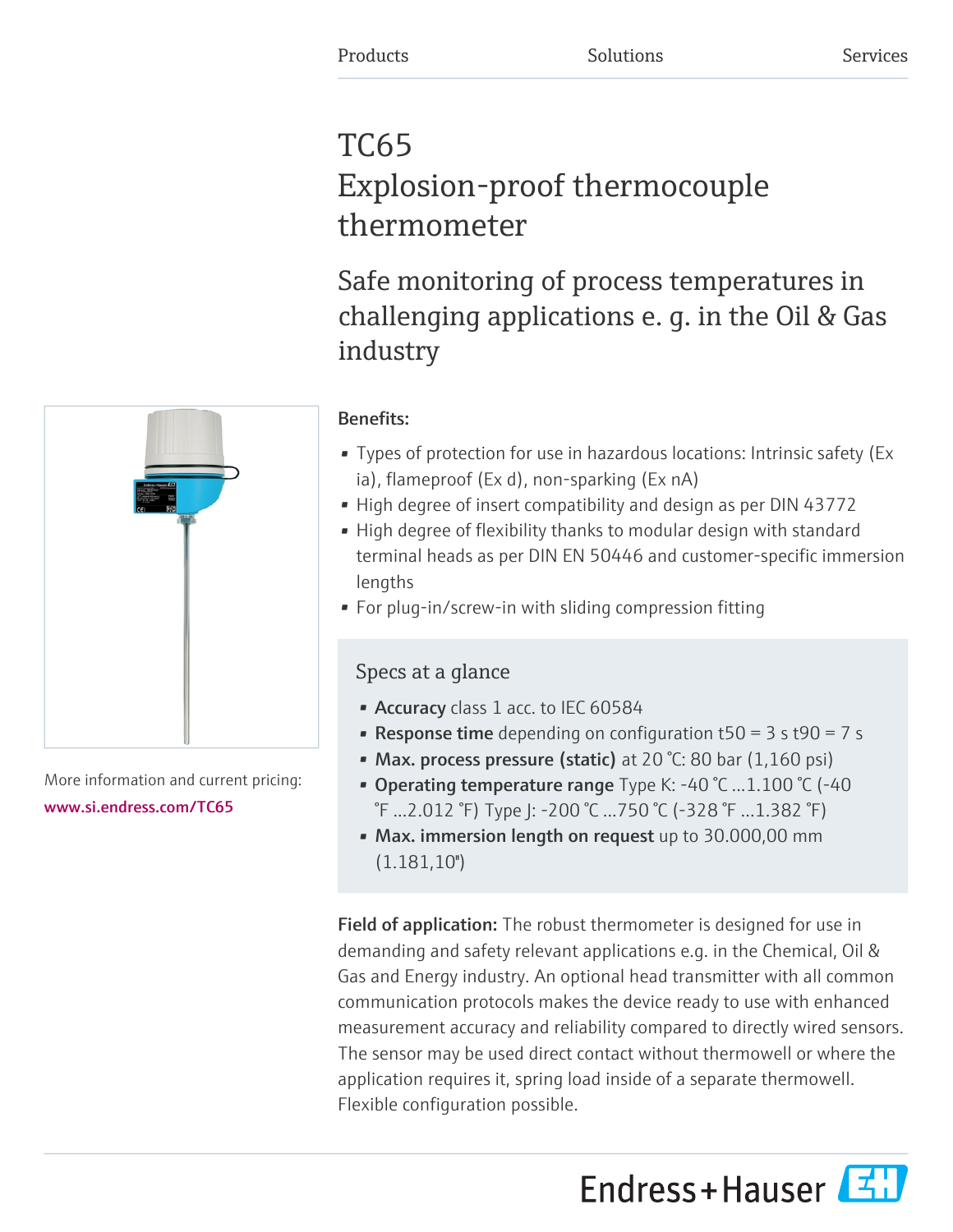Products Solutions Services

# TC65 Explosion-proof thermocouple thermometer

## Safe monitoring of process temperatures in challenging applications e. g. in the Oil & Gas industry

More information and current pricing:
www.si.endress.com/TC65

**Benefits:**

- Types of protection for use in hazardous locations: Intrinsic safety (Ex ia), flameproof (Ex d), non-sparking (Ex nA)
- High degree of insert compatibility and design as per DIN 43772
- High degree of flexibility thanks to modular design with standard terminal heads as per DIN EN 50446 and customer-specific immersion lengths
- For plug-in/screw-in with sliding compression fitting

### Specs at a glance

- **Accuracy** class 1 acc. to IEC 60584
- **Response time** depending on configuration t50 = 3 s t90 = 7 s
- **Max. process pressure (static)** at 20 °C: 80 bar (1,160 psi)
- **Operating temperature range** Type K: -40 °C ...1.100 °C (-40 °F ...2.012 °F) Type J: -200 °C ...750 °C (-328 °F ...1.382 °F)
- **Max. immersion length on request** up to 30.000,00 mm (1.181,10")

**Field of application:** The robust thermometer is designed for use in demanding and safety relevant applications e.g. in the Chemical, Oil & Gas and Energy industry. An optional head transmitter with all common communication protocols makes the device ready to use with enhanced measurement accuracy and reliability compared to directly wired sensors. The sensor may be used direct contact without thermowell or where the application requires it, spring load inside of a separate thermowell. Flexible configuration possible.

Endress+Hauser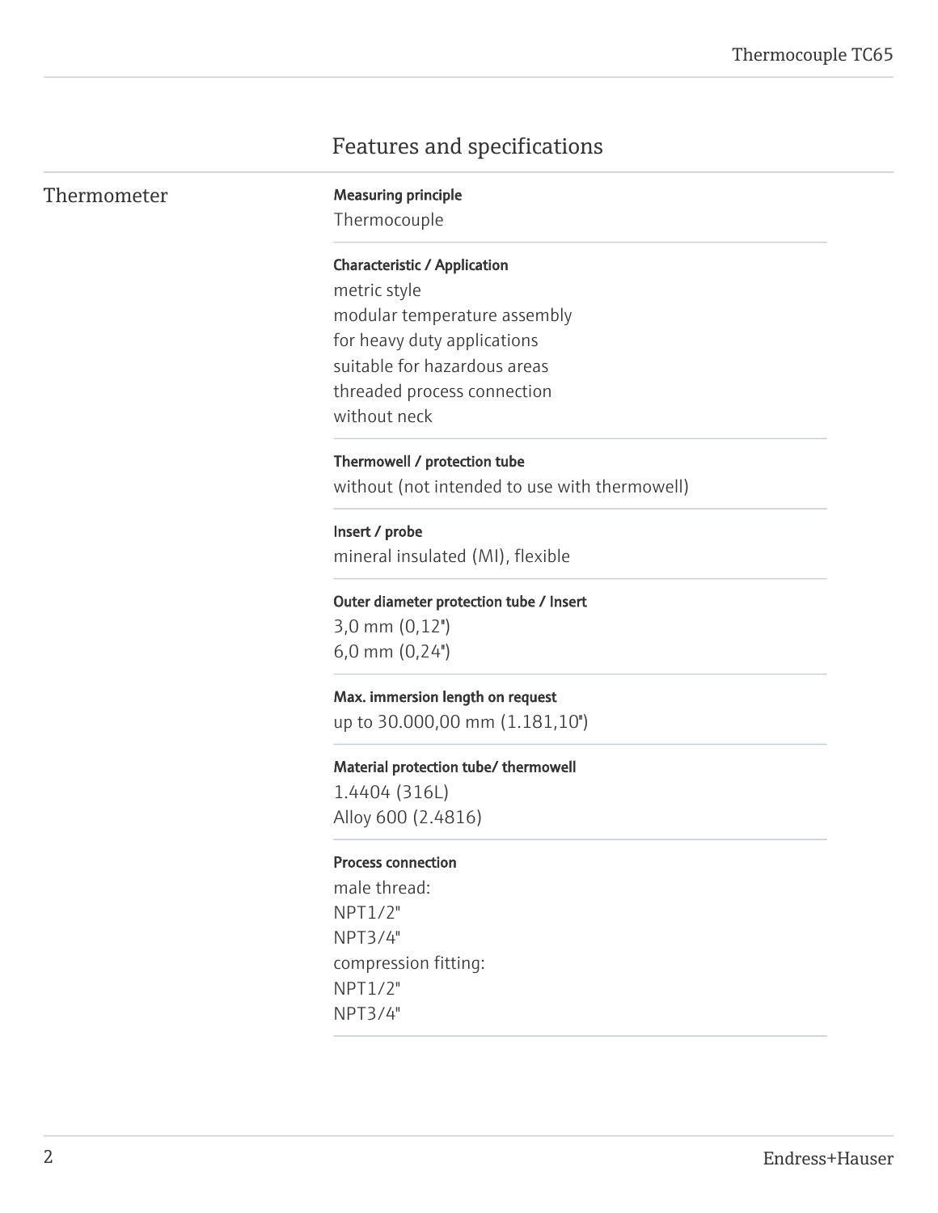## Features and specifications

### Thermometer

**Measuring principle**

Thermocouple

**Characteristic / Application**

metric style
modular temperature assembly
for heavy duty applications
suitable for hazardous areas
threaded process connection
without neck

**Thermowell / protection tube**

without (not intended to use with thermowell)

**Insert / probe**

mineral insulated (MI), flexible

**Outer diameter protection tube / Insert**

3,0 mm (0,12")
6,0 mm (0,24")

**Max. immersion length on request**

up to 30.000,00 mm (1.181,10")

**Material protection tube/ thermowell**

1.4404 (316L)
Alloy 600 (2.4816)

**Process connection**

male thread:
NPT1/2"
NPT3/4"
compression fitting:
NPT1/2"
NPT3/4"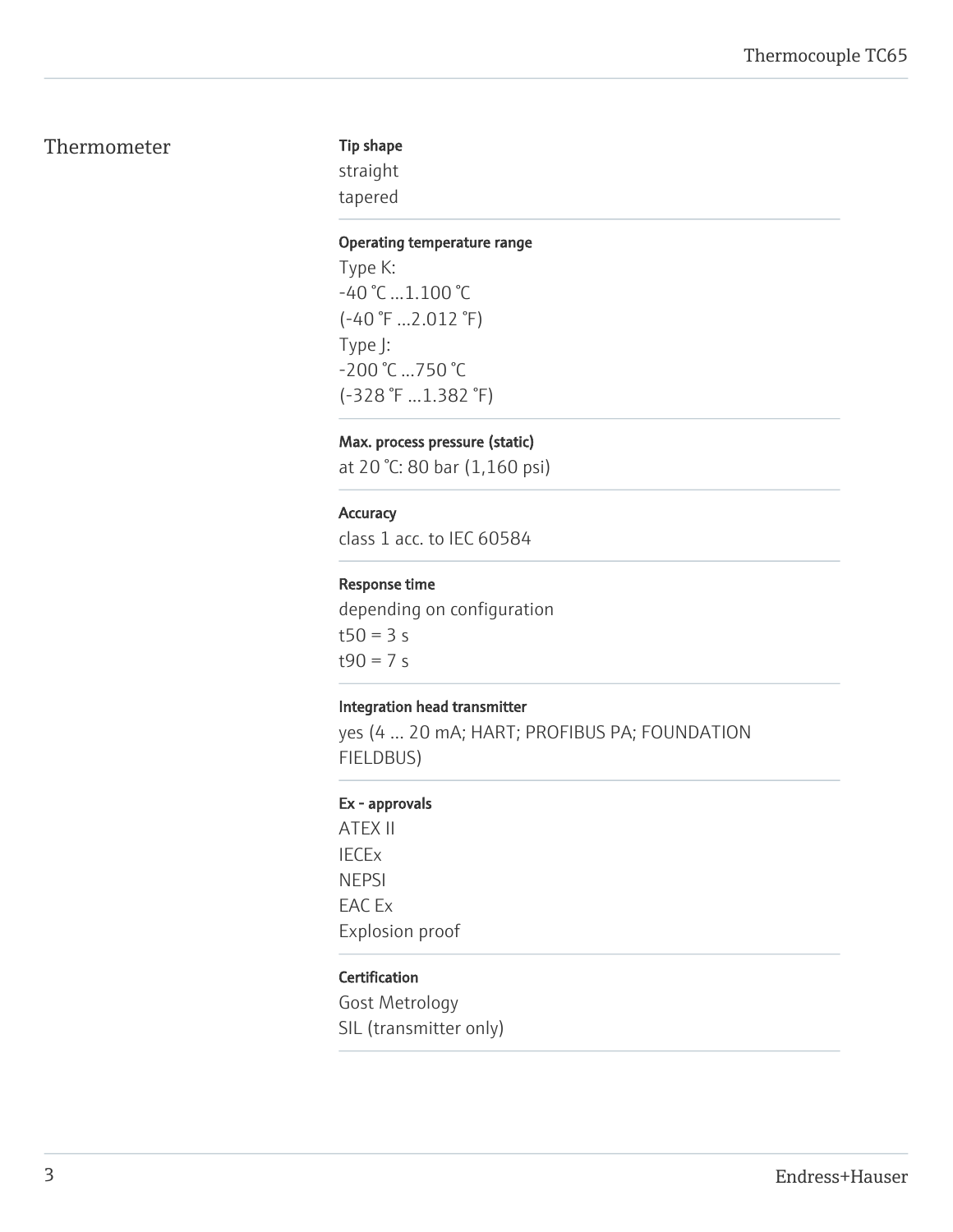## Thermometer

**Tip shape**

straight
tapered

**Operating temperature range**

Type K:
-40 °C ...1.100 °C
(-40 °F ...2.012 °F)
Type J:
-200 °C ...750 °C
(-328 °F ...1.382 °F)

**Max. process pressure (static)**

at 20 °C: 80 bar (1,160 psi)

**Accuracy**

class 1 acc. to IEC 60584

**Response time**

depending on configuration
t50 = 3 s
t90 = 7 s

**Integration head transmitter**

yes (4 ... 20 mA; HART; PROFIBUS PA; FOUNDATION FIELDBUS)

**Ex - approvals**

ATEX II
IECEx
NEPSI
EAC Ex
Explosion proof

**Certification**

Gost Metrology
SIL (transmitter only)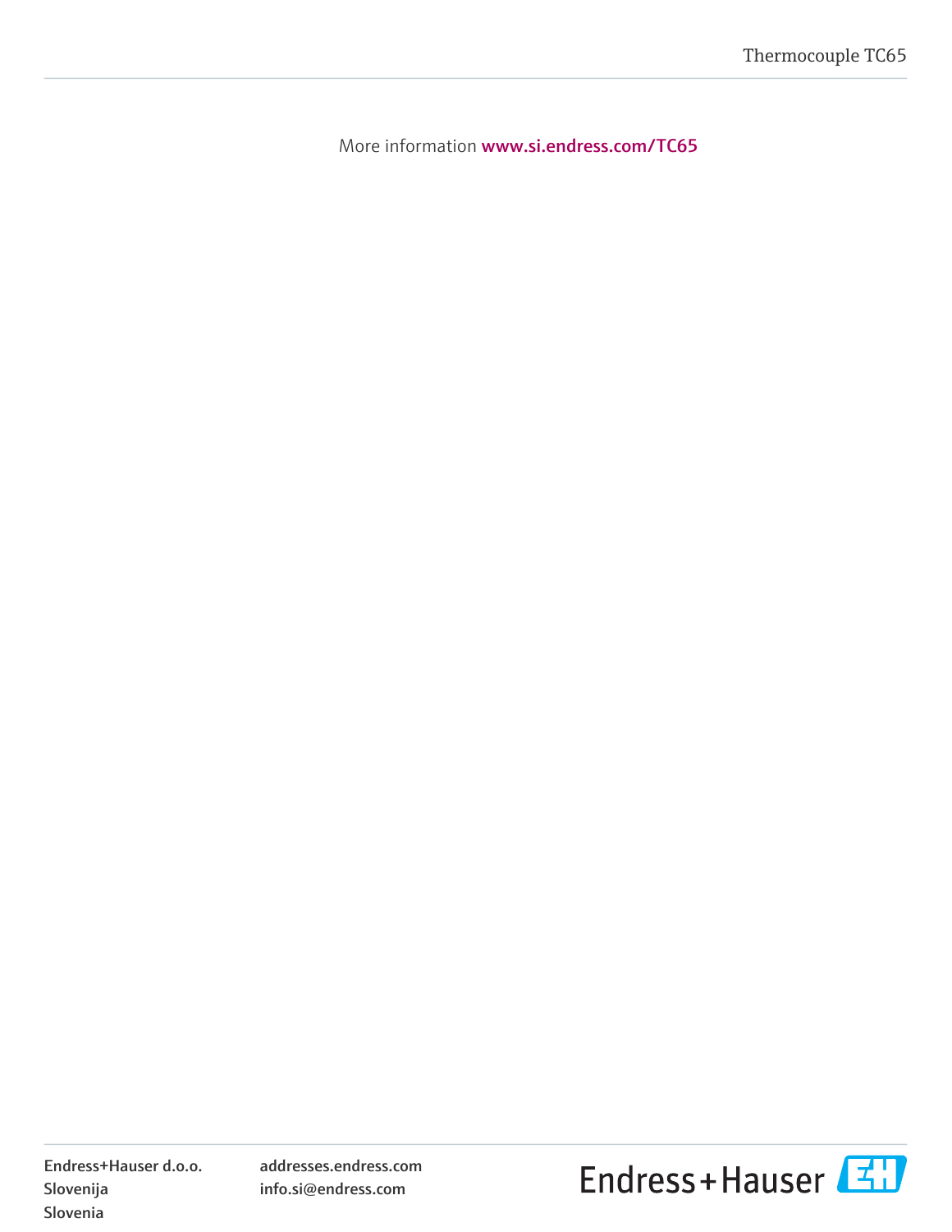More information **www.si.endress.com/TC65**

Endress+Hauser d.o.o.
Slovenija
Slovenia

addresses.endress.com
info.si@endress.com

Endress+Hauser